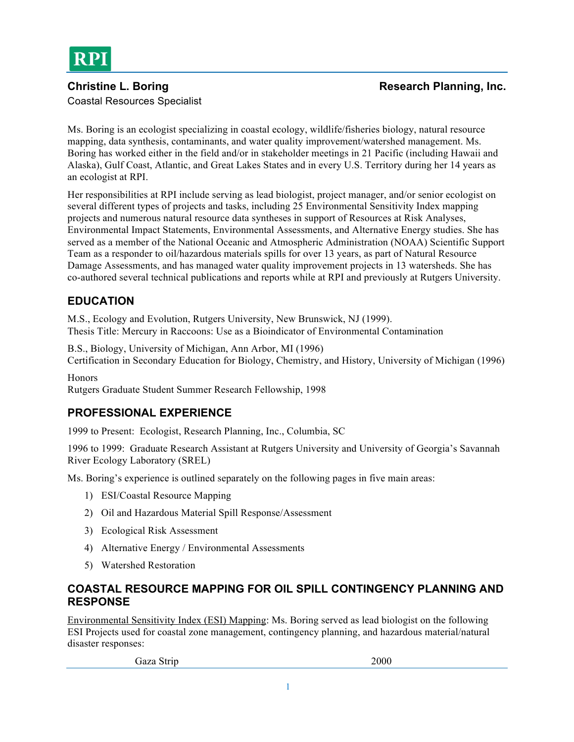RPI

**Christine L. Boring** **Research Planning, Inc.**

Coastal Resources Specialist

Ms. Boring is an ecologist specializing in coastal ecology, wildlife/fisheries biology, natural resource mapping, data synthesis, contaminants, and water quality improvement/watershed management. Ms. Boring has worked either in the field and/or in stakeholder meetings in 21 Pacific (including Hawaii and Alaska), Gulf Coast, Atlantic, and Great Lakes States and in every U.S. Territory during her 14 years as an ecologist at RPI.

Her responsibilities at RPI include serving as lead biologist, project manager, and/or senior ecologist on several different types of projects and tasks, including 25 Environmental Sensitivity Index mapping projects and numerous natural resource data syntheses in support of Resources at Risk Analyses, Environmental Impact Statements, Environmental Assessments, and Alternative Energy studies. She has served as a member of the National Oceanic and Atmospheric Administration (NOAA) Scientific Support Team as a responder to oil/hazardous materials spills for over 13 years, as part of Natural Resource Damage Assessments, and has managed water quality improvement projects in 13 watersheds. She has co-authored several technical publications and reports while at RPI and previously at Rutgers University.

## EDUCATION

M.S., Ecology and Evolution, Rutgers University, New Brunswick, NJ (1999).
Thesis Title: Mercury in Raccoons: Use as a Bioindicator of Environmental Contamination

B.S., Biology, University of Michigan, Ann Arbor, MI (1996)
Certification in Secondary Education for Biology, Chemistry, and History, University of Michigan (1996)

Honors
Rutgers Graduate Student Summer Research Fellowship, 1998

## PROFESSIONAL EXPERIENCE

1999 to Present: Ecologist, Research Planning, Inc., Columbia, SC

1996 to 1999: Graduate Research Assistant at Rutgers University and University of Georgia's Savannah River Ecology Laboratory (SREL)

Ms. Boring's experience is outlined separately on the following pages in five main areas:

1) ESI/Coastal Resource Mapping
2) Oil and Hazardous Material Spill Response/Assessment
3) Ecological Risk Assessment
4) Alternative Energy / Environmental Assessments
5) Watershed Restoration

## COASTAL RESOURCE MAPPING FOR OIL SPILL CONTINGENCY PLANNING AND RESPONSE

Environmental Sensitivity Index (ESI) Mapping: Ms. Boring served as lead biologist on the following ESI Projects used for coastal zone management, contingency planning, and hazardous material/natural disaster responses:

| | |
|---|---|
| Gaza Strip | 2000 |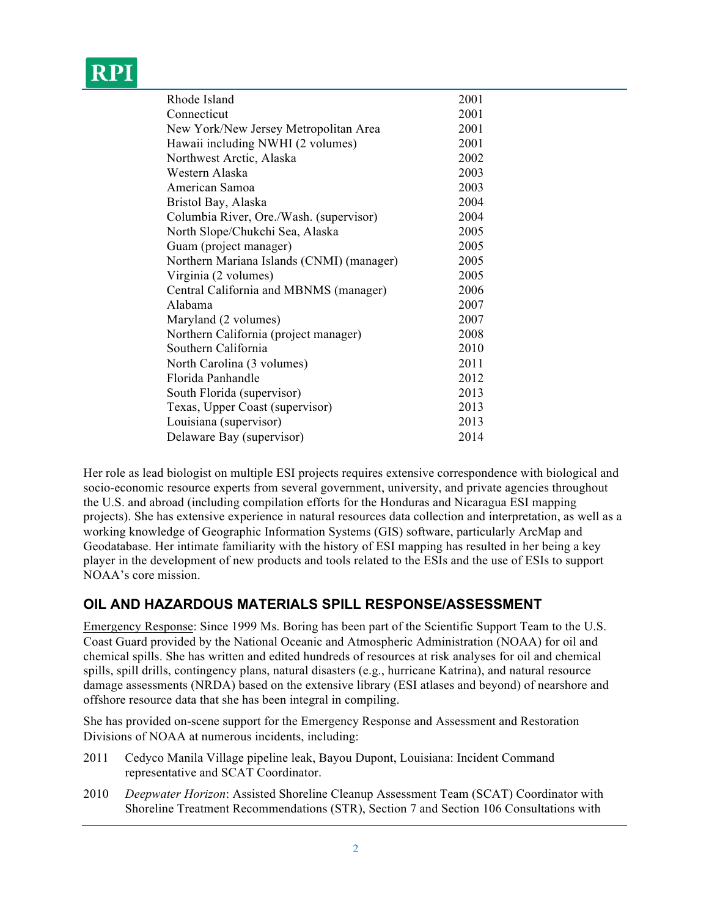| | |
|---|---|
| Rhode Island | 2001 |
| Connecticut | 2001 |
| New York/New Jersey Metropolitan Area | 2001 |
| Hawaii including NWHI (2 volumes) | 2001 |
| Northwest Arctic, Alaska | 2002 |
| Western Alaska | 2003 |
| American Samoa | 2003 |
| Bristol Bay, Alaska | 2004 |
| Columbia River, Ore./Wash. (supervisor) | 2004 |
| North Slope/Chukchi Sea, Alaska | 2005 |
| Guam (project manager) | 2005 |
| Northern Mariana Islands (CNMI) (manager) | 2005 |
| Virginia (2 volumes) | 2005 |
| Central California and MBNMS (manager) | 2006 |
| Alabama | 2007 |
| Maryland (2 volumes) | 2007 |
| Northern California (project manager) | 2008 |
| Southern California | 2010 |
| North Carolina (3 volumes) | 2011 |
| Florida Panhandle | 2012 |
| South Florida (supervisor) | 2013 |
| Texas, Upper Coast (supervisor) | 2013 |
| Louisiana (supervisor) | 2013 |
| Delaware Bay (supervisor) | 2014 |

Her role as lead biologist on multiple ESI projects requires extensive correspondence with biological and socio-economic resource experts from several government, university, and private agencies throughout the U.S. and abroad (including compilation efforts for the Honduras and Nicaragua ESI mapping projects). She has extensive experience in natural resources data collection and interpretation, as well as a working knowledge of Geographic Information Systems (GIS) software, particularly ArcMap and Geodatabase. Her intimate familiarity with the history of ESI mapping has resulted in her being a key player in the development of new products and tools related to the ESIs and the use of ESIs to support NOAA's core mission.

## OIL AND HAZARDOUS MATERIALS SPILL RESPONSE/ASSESSMENT

Emergency Response: Since 1999 Ms. Boring has been part of the Scientific Support Team to the U.S. Coast Guard provided by the National Oceanic and Atmospheric Administration (NOAA) for oil and chemical spills. She has written and edited hundreds of resources at risk analyses for oil and chemical spills, spill drills, contingency plans, natural disasters (e.g., hurricane Katrina), and natural resource damage assessments (NRDA) based on the extensive library (ESI atlases and beyond) of nearshore and offshore resource data that she has been integral in compiling.

She has provided on-scene support for the Emergency Response and Assessment and Restoration Divisions of NOAA at numerous incidents, including:

- 2011 Cedyco Manila Village pipeline leak, Bayou Dupont, Louisiana: Incident Command representative and SCAT Coordinator.
- 2010 *Deepwater Horizon*: Assisted Shoreline Cleanup Assessment Team (SCAT) Coordinator with Shoreline Treatment Recommendations (STR), Section 7 and Section 106 Consultations with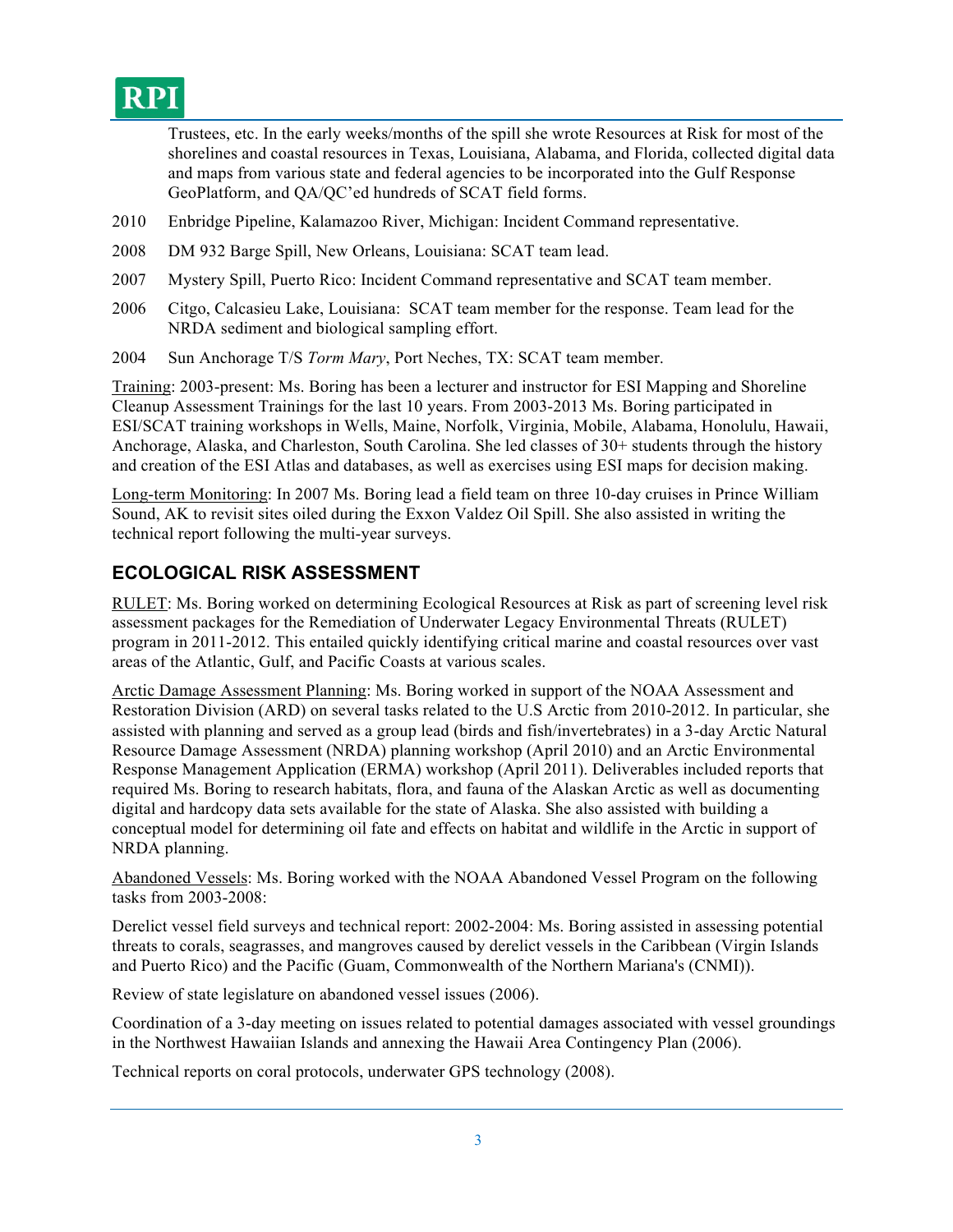Trustees, etc. In the early weeks/months of the spill she wrote Resources at Risk for most of the shorelines and coastal resources in Texas, Louisiana, Alabama, and Florida, collected digital data and maps from various state and federal agencies to be incorporated into the Gulf Response GeoPlatform, and QA/QC'ed hundreds of SCAT field forms.

2010 Enbridge Pipeline, Kalamazoo River, Michigan: Incident Command representative.

2008 DM 932 Barge Spill, New Orleans, Louisiana: SCAT team lead.

2007 Mystery Spill, Puerto Rico: Incident Command representative and SCAT team member.

2006 Citgo, Calcasieu Lake, Louisiana: SCAT team member for the response. Team lead for the NRDA sediment and biological sampling effort.

2004 Sun Anchorage T/S *Torm Mary*, Port Neches, TX: SCAT team member.

Training: 2003-present: Ms. Boring has been a lecturer and instructor for ESI Mapping and Shoreline Cleanup Assessment Trainings for the last 10 years. From 2003-2013 Ms. Boring participated in ESI/SCAT training workshops in Wells, Maine, Norfolk, Virginia, Mobile, Alabama, Honolulu, Hawaii, Anchorage, Alaska, and Charleston, South Carolina. She led classes of 30+ students through the history and creation of the ESI Atlas and databases, as well as exercises using ESI maps for decision making.

Long-term Monitoring: In 2007 Ms. Boring lead a field team on three 10-day cruises in Prince William Sound, AK to revisit sites oiled during the Exxon Valdez Oil Spill. She also assisted in writing the technical report following the multi-year surveys.

## ECOLOGICAL RISK ASSESSMENT

RULET: Ms. Boring worked on determining Ecological Resources at Risk as part of screening level risk assessment packages for the Remediation of Underwater Legacy Environmental Threats (RULET) program in 2011-2012. This entailed quickly identifying critical marine and coastal resources over vast areas of the Atlantic, Gulf, and Pacific Coasts at various scales.

Arctic Damage Assessment Planning: Ms. Boring worked in support of the NOAA Assessment and Restoration Division (ARD) on several tasks related to the U.S Arctic from 2010-2012. In particular, she assisted with planning and served as a group lead (birds and fish/invertebrates) in a 3-day Arctic Natural Resource Damage Assessment (NRDA) planning workshop (April 2010) and an Arctic Environmental Response Management Application (ERMA) workshop (April 2011). Deliverables included reports that required Ms. Boring to research habitats, flora, and fauna of the Alaskan Arctic as well as documenting digital and hardcopy data sets available for the state of Alaska. She also assisted with building a conceptual model for determining oil fate and effects on habitat and wildlife in the Arctic in support of NRDA planning.

Abandoned Vessels: Ms. Boring worked with the NOAA Abandoned Vessel Program on the following tasks from 2003-2008:

Derelict vessel field surveys and technical report: 2002-2004: Ms. Boring assisted in assessing potential threats to corals, seagrasses, and mangroves caused by derelict vessels in the Caribbean (Virgin Islands and Puerto Rico) and the Pacific (Guam, Commonwealth of the Northern Mariana's (CNMI)).

Review of state legislature on abandoned vessel issues (2006).

Coordination of a 3-day meeting on issues related to potential damages associated with vessel groundings in the Northwest Hawaiian Islands and annexing the Hawaii Area Contingency Plan (2006).

Technical reports on coral protocols, underwater GPS technology (2008).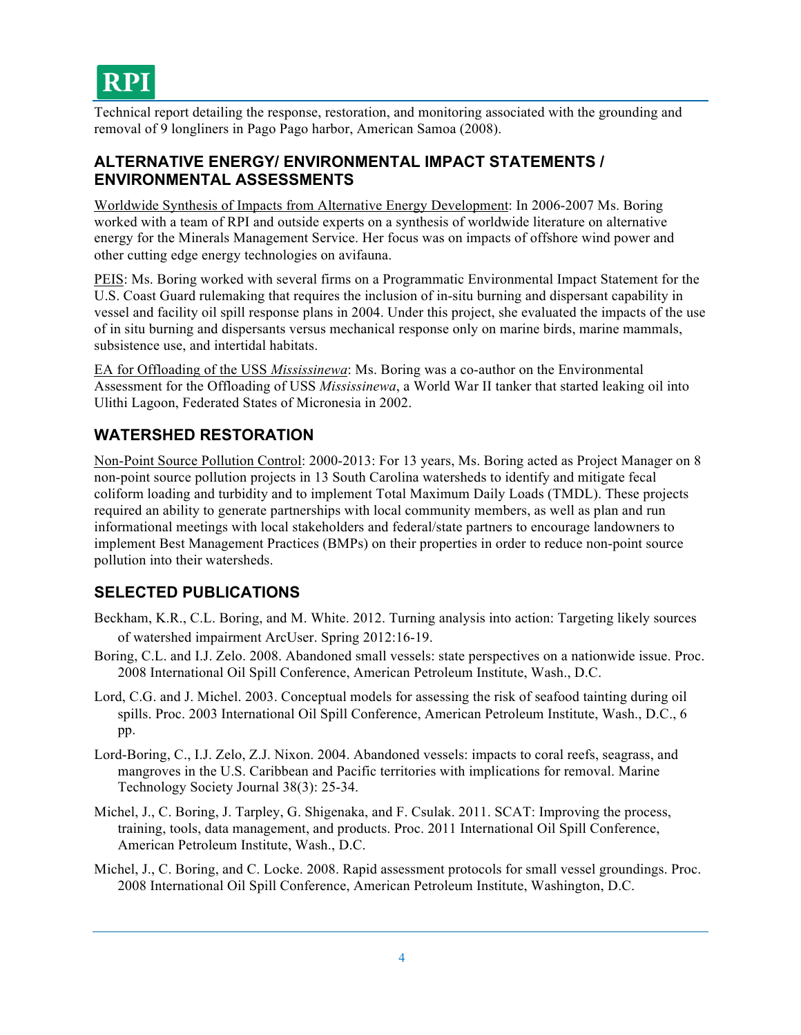Technical report detailing the response, restoration, and monitoring associated with the grounding and removal of 9 longliners in Pago Pago harbor, American Samoa (2008).

## ALTERNATIVE ENERGY/ ENVIRONMENTAL IMPACT STATEMENTS / ENVIRONMENTAL ASSESSMENTS

Worldwide Synthesis of Impacts from Alternative Energy Development: In 2006-2007 Ms. Boring worked with a team of RPI and outside experts on a synthesis of worldwide literature on alternative energy for the Minerals Management Service. Her focus was on impacts of offshore wind power and other cutting edge energy technologies on avifauna.

PEIS: Ms. Boring worked with several firms on a Programmatic Environmental Impact Statement for the U.S. Coast Guard rulemaking that requires the inclusion of in-situ burning and dispersant capability in vessel and facility oil spill response plans in 2004. Under this project, she evaluated the impacts of the use of in situ burning and dispersants versus mechanical response only on marine birds, marine mammals, subsistence use, and intertidal habitats.

EA for Offloading of the USS *Mississinewa*: Ms. Boring was a co-author on the Environmental Assessment for the Offloading of USS *Mississinewa*, a World War II tanker that started leaking oil into Ulithi Lagoon, Federated States of Micronesia in 2002.

## WATERSHED RESTORATION

Non-Point Source Pollution Control: 2000-2013: For 13 years, Ms. Boring acted as Project Manager on 8 non-point source pollution projects in 13 South Carolina watersheds to identify and mitigate fecal coliform loading and turbidity and to implement Total Maximum Daily Loads (TMDL). These projects required an ability to generate partnerships with local community members, as well as plan and run informational meetings with local stakeholders and federal/state partners to encourage landowners to implement Best Management Practices (BMPs) on their properties in order to reduce non-point source pollution into their watersheds.

## SELECTED PUBLICATIONS

Beckham, K.R., C.L. Boring, and M. White. 2012. Turning analysis into action: Targeting likely sources of watershed impairment ArcUser. Spring 2012:16-19.

Boring, C.L. and I.J. Zelo. 2008. Abandoned small vessels: state perspectives on a nationwide issue. Proc. 2008 International Oil Spill Conference, American Petroleum Institute, Wash., D.C.

Lord, C.G. and J. Michel. 2003. Conceptual models for assessing the risk of seafood tainting during oil spills. Proc. 2003 International Oil Spill Conference, American Petroleum Institute, Wash., D.C., 6 pp.

Lord-Boring, C., I.J. Zelo, Z.J. Nixon. 2004. Abandoned vessels: impacts to coral reefs, seagrass, and mangroves in the U.S. Caribbean and Pacific territories with implications for removal. Marine Technology Society Journal 38(3): 25-34.

Michel, J., C. Boring, J. Tarpley, G. Shigenaka, and F. Csulak. 2011. SCAT: Improving the process, training, tools, data management, and products. Proc. 2011 International Oil Spill Conference, American Petroleum Institute, Wash., D.C.

Michel, J., C. Boring, and C. Locke. 2008. Rapid assessment protocols for small vessel groundings. Proc. 2008 International Oil Spill Conference, American Petroleum Institute, Washington, D.C.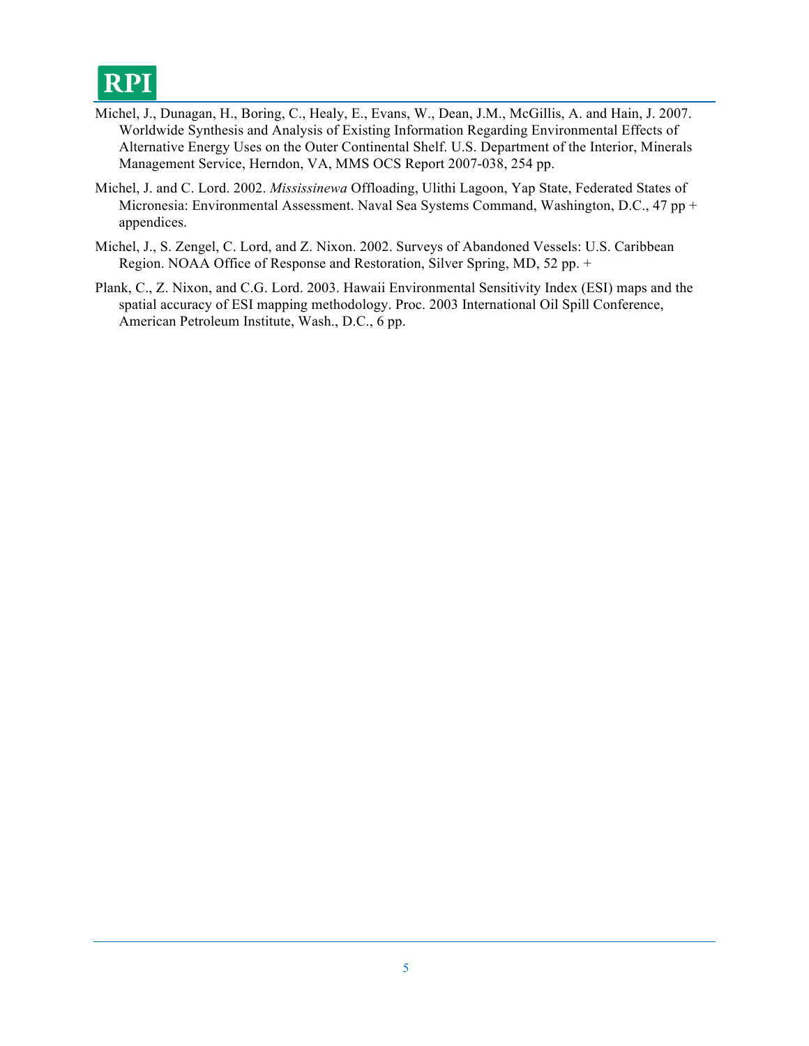Michel, J., Dunagan, H., Boring, C., Healy, E., Evans, W., Dean, J.M., McGillis, A. and Hain, J. 2007. Worldwide Synthesis and Analysis of Existing Information Regarding Environmental Effects of Alternative Energy Uses on the Outer Continental Shelf. U.S. Department of the Interior, Minerals Management Service, Herndon, VA, MMS OCS Report 2007-038, 254 pp.

Michel, J. and C. Lord. 2002. *Mississinewa* Offloading, Ulithi Lagoon, Yap State, Federated States of Micronesia: Environmental Assessment. Naval Sea Systems Command, Washington, D.C., 47 pp + appendices.

Michel, J., S. Zengel, C. Lord, and Z. Nixon. 2002. Surveys of Abandoned Vessels: U.S. Caribbean Region. NOAA Office of Response and Restoration, Silver Spring, MD, 52 pp. +

Plank, C., Z. Nixon, and C.G. Lord. 2003. Hawaii Environmental Sensitivity Index (ESI) maps and the spatial accuracy of ESI mapping methodology. Proc. 2003 International Oil Spill Conference, American Petroleum Institute, Wash., D.C., 6 pp.